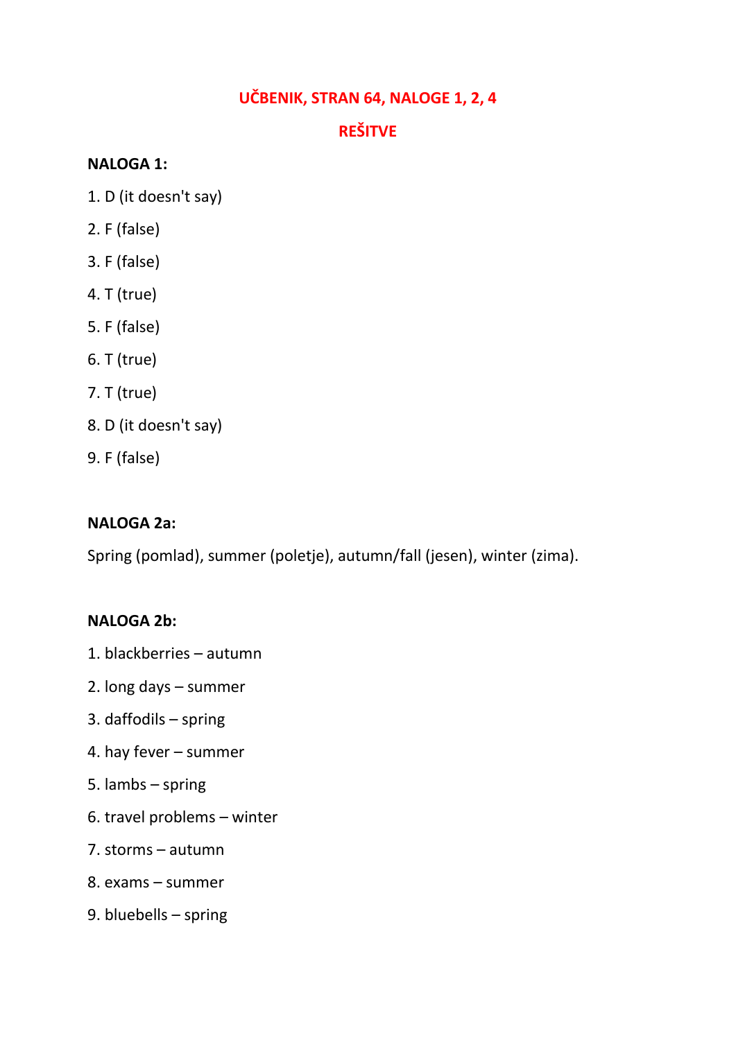# UČBENIK, STRAN 64, NALOGE 1, 2, 4

## REŠITVE

**NALOGA 1:**

1. D (it doesn't say)
2. F (false)
3. F (false)
4. T (true)
5. F (false)
6. T (true)
7. T (true)
8. D (it doesn't say)
9. F (false)

**NALOGA 2a:**

Spring (pomlad), summer (poletje), autumn/fall (jesen), winter (zima).

**NALOGA 2b:**

1. blackberries – autumn
2. long days – summer
3. daffodils – spring
4. hay fever – summer
5. lambs – spring
6. travel problems – winter
7. storms – autumn
8. exams – summer
9. bluebells – spring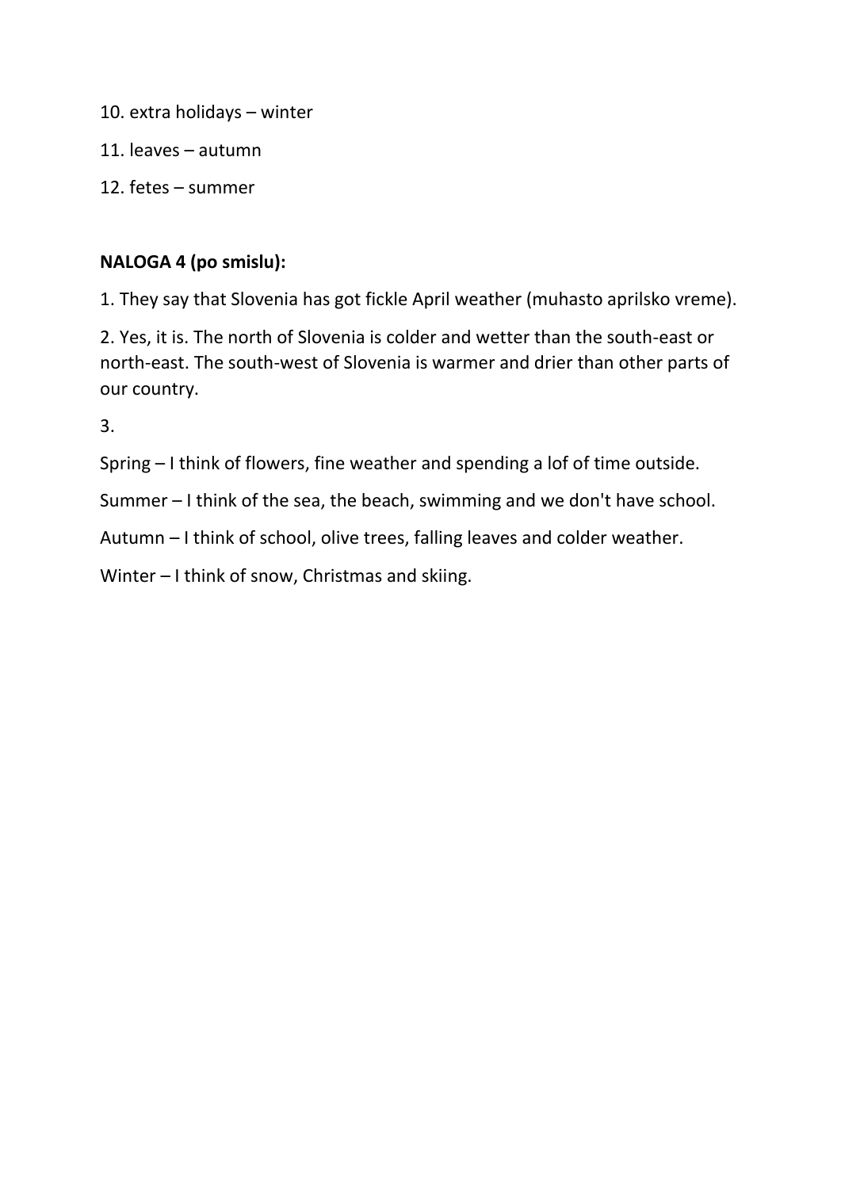10. extra holidays – winter

11. leaves – autumn

12. fetes – summer

**NALOGA 4 (po smislu):**

1. They say that Slovenia has got fickle April weather (muhasto aprilsko vreme).

2. Yes, it is. The north of Slovenia is colder and wetter than the south-east or north-east. The south-west of Slovenia is warmer and drier than other parts of our country.

3.

Spring – I think of flowers, fine weather and spending a lof of time outside.

Summer – I think of the sea, the beach, swimming and we don't have school.

Autumn – I think of school, olive trees, falling leaves and colder weather.

Winter – I think of snow, Christmas and skiing.